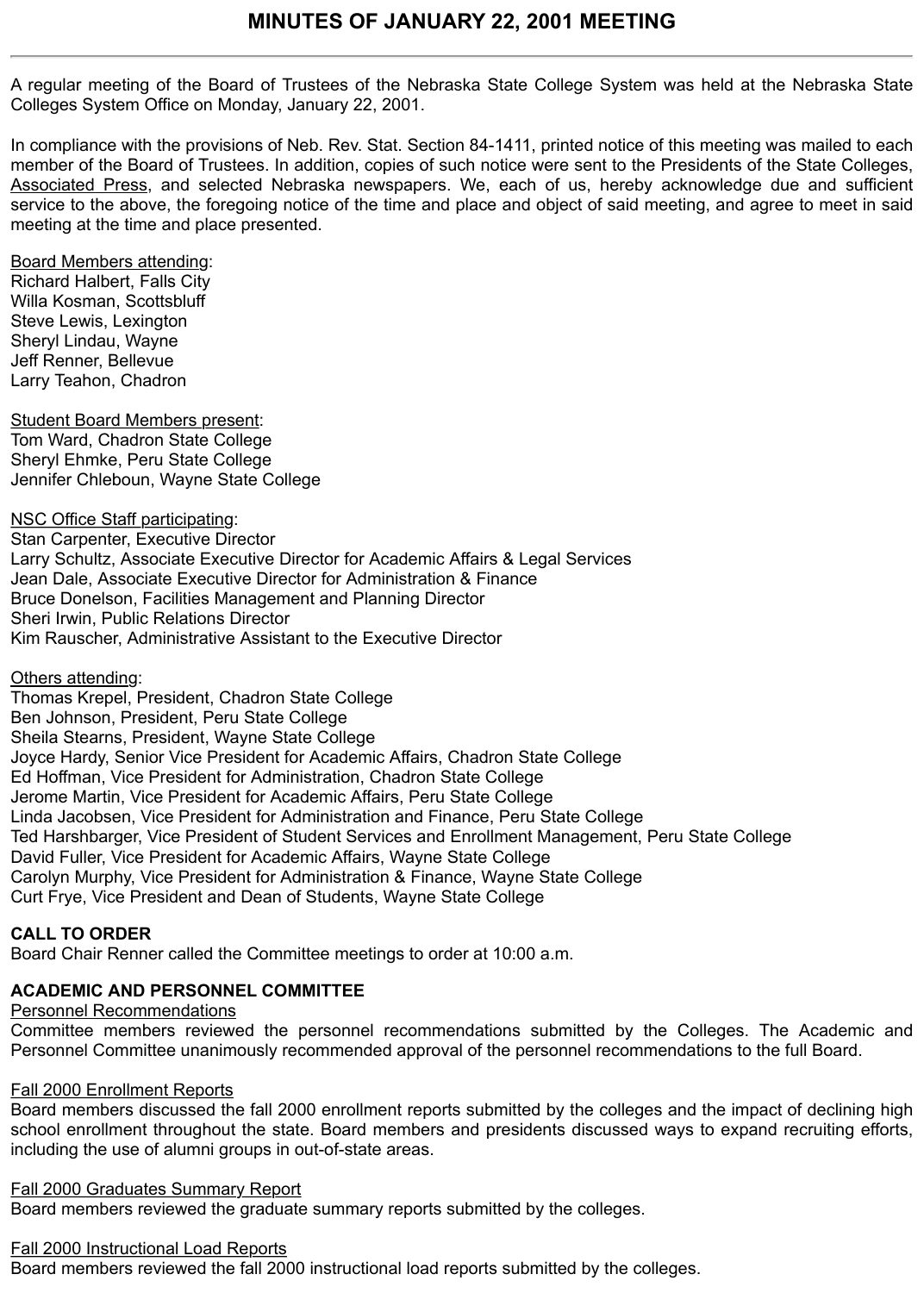# MINUTES OF JANUARY 22, 2001 MEETING

A regular meeting of the Board of Trustees of the Nebraska State College System was held at the Nebraska State Colleges System Office on Monday, January 22, 2001.

In compliance with the provisions of Neb. Rev. Stat. Section 84-1411, printed notice of this meeting was mailed to each member of the Board of Trustees. In addition, copies of such notice were sent to the Presidents of the State Colleges, Associated Press, and selected Nebraska newspapers. We, each of us, hereby acknowledge due and sufficient service to the above, the foregoing notice of the time and place and object of said meeting, and agree to meet in said meeting at the time and place presented.

Board Members attending:
Richard Halbert, Falls City
Willa Kosman, Scottsbluff
Steve Lewis, Lexington
Sheryl Lindau, Wayne
Jeff Renner, Bellevue
Larry Teahon, Chadron

Student Board Members present:
Tom Ward, Chadron State College
Sheryl Ehmke, Peru State College
Jennifer Chleboun, Wayne State College

NSC Office Staff participating:
Stan Carpenter, Executive Director
Larry Schultz, Associate Executive Director for Academic Affairs & Legal Services
Jean Dale, Associate Executive Director for Administration & Finance
Bruce Donelson, Facilities Management and Planning Director
Sheri Irwin, Public Relations Director
Kim Rauscher, Administrative Assistant to the Executive Director

Others attending:
Thomas Krepel, President, Chadron State College
Ben Johnson, President, Peru State College
Sheila Stearns, President, Wayne State College
Joyce Hardy, Senior Vice President for Academic Affairs, Chadron State College
Ed Hoffman, Vice President for Administration, Chadron State College
Jerome Martin, Vice President for Academic Affairs, Peru State College
Linda Jacobsen, Vice President for Administration and Finance, Peru State College
Ted Harshbarger, Vice President of Student Services and Enrollment Management, Peru State College
David Fuller, Vice President for Academic Affairs, Wayne State College
Carolyn Murphy, Vice President for Administration & Finance, Wayne State College
Curt Frye, Vice President and Dean of Students, Wayne State College

**CALL TO ORDER**
Board Chair Renner called the Committee meetings to order at 10:00 a.m.

**ACADEMIC AND PERSONNEL COMMITTEE**
Personnel Recommendations
Committee members reviewed the personnel recommendations submitted by the Colleges. The Academic and Personnel Committee unanimously recommended approval of the personnel recommendations to the full Board.

Fall 2000 Enrollment Reports
Board members discussed the fall 2000 enrollment reports submitted by the colleges and the impact of declining high school enrollment throughout the state. Board members and presidents discussed ways to expand recruiting efforts, including the use of alumni groups in out-of-state areas.

Fall 2000 Graduates Summary Report
Board members reviewed the graduate summary reports submitted by the colleges.

Fall 2000 Instructional Load Reports
Board members reviewed the fall 2000 instructional load reports submitted by the colleges.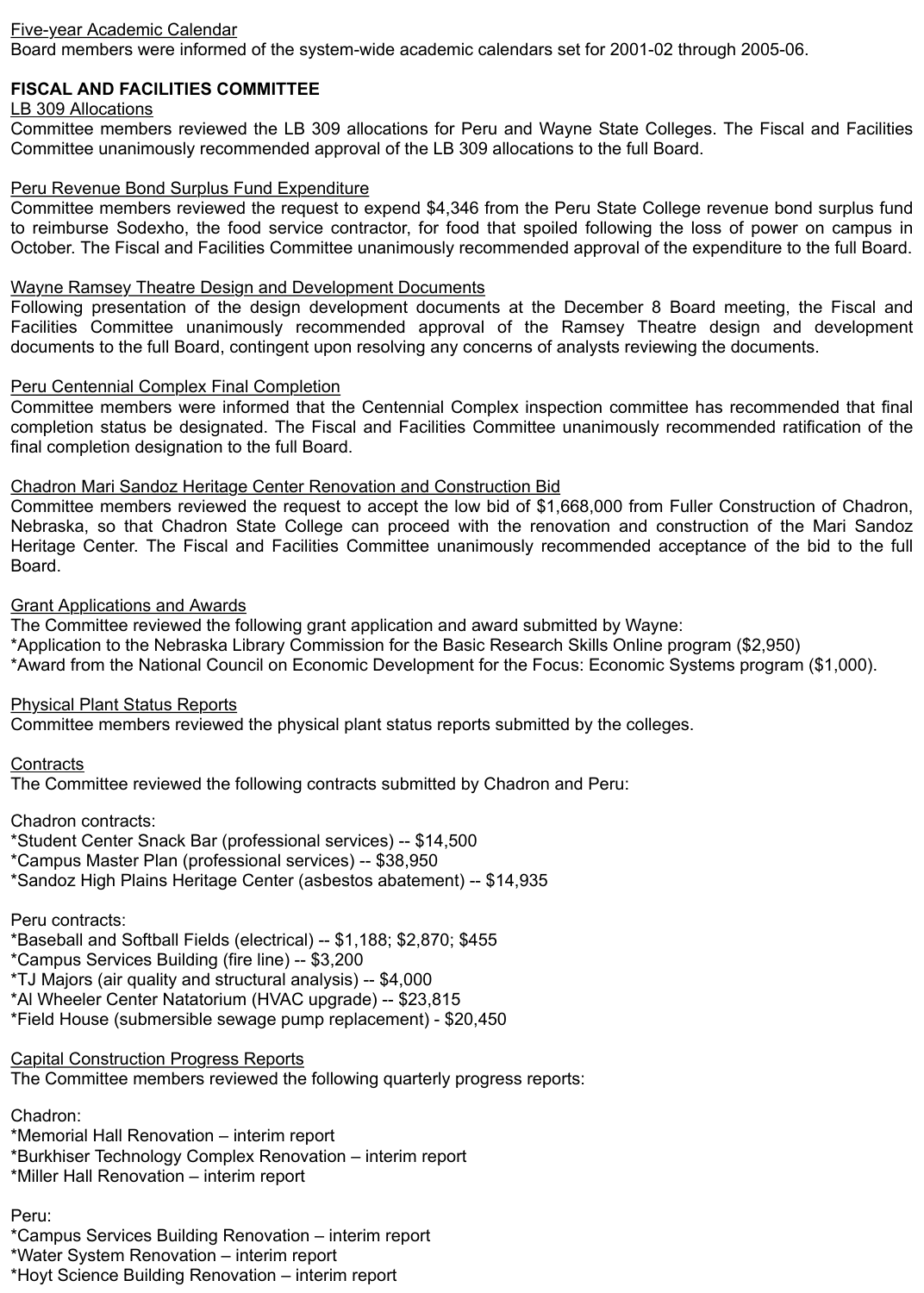Five-year Academic Calendar
Board members were informed of the system-wide academic calendars set for 2001-02 through 2005-06.

**FISCAL AND FACILITIES COMMITTEE**

LB 309 Allocations
Committee members reviewed the LB 309 allocations for Peru and Wayne State Colleges. The Fiscal and Facilities Committee unanimously recommended approval of the LB 309 allocations to the full Board.

Peru Revenue Bond Surplus Fund Expenditure
Committee members reviewed the request to expend $4,346 from the Peru State College revenue bond surplus fund to reimburse Sodexho, the food service contractor, for food that spoiled following the loss of power on campus in October. The Fiscal and Facilities Committee unanimously recommended approval of the expenditure to the full Board.

Wayne Ramsey Theatre Design and Development Documents
Following presentation of the design development documents at the December 8 Board meeting, the Fiscal and Facilities Committee unanimously recommended approval of the Ramsey Theatre design and development documents to the full Board, contingent upon resolving any concerns of analysts reviewing the documents.

Peru Centennial Complex Final Completion
Committee members were informed that the Centennial Complex inspection committee has recommended that final completion status be designated. The Fiscal and Facilities Committee unanimously recommended ratification of the final completion designation to the full Board.

Chadron Mari Sandoz Heritage Center Renovation and Construction Bid
Committee members reviewed the request to accept the low bid of $1,668,000 from Fuller Construction of Chadron, Nebraska, so that Chadron State College can proceed with the renovation and construction of the Mari Sandoz Heritage Center. The Fiscal and Facilities Committee unanimously recommended acceptance of the bid to the full Board.

Grant Applications and Awards
The Committee reviewed the following grant application and award submitted by Wayne:
*Application to the Nebraska Library Commission for the Basic Research Skills Online program ($2,950)
*Award from the National Council on Economic Development for the Focus: Economic Systems program ($1,000).

Physical Plant Status Reports
Committee members reviewed the physical plant status reports submitted by the colleges.

Contracts
The Committee reviewed the following contracts submitted by Chadron and Peru:

Chadron contracts:
*Student Center Snack Bar (professional services) -- $14,500
*Campus Master Plan (professional services) -- $38,950
*Sandoz High Plains Heritage Center (asbestos abatement) -- $14,935

Peru contracts:
*Baseball and Softball Fields (electrical) -- $1,188; $2,870; $455
*Campus Services Building (fire line) -- $3,200
*TJ Majors (air quality and structural analysis) -- $4,000
*Al Wheeler Center Natatorium (HVAC upgrade) -- $23,815
*Field House (submersible sewage pump replacement) - $20,450

Capital Construction Progress Reports
The Committee members reviewed the following quarterly progress reports:

Chadron:
*Memorial Hall Renovation – interim report
*Burkhiser Technology Complex Renovation – interim report
*Miller Hall Renovation – interim report

Peru:
*Campus Services Building Renovation – interim report
*Water System Renovation – interim report
*Hoyt Science Building Renovation – interim report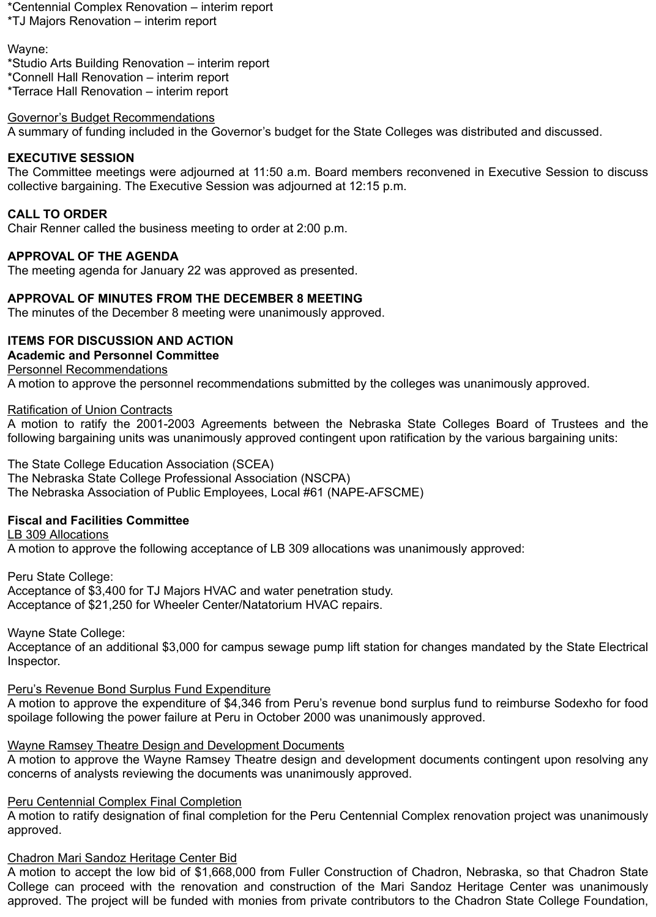*Centennial Complex Renovation – interim report
*TJ Majors Renovation – interim report

Wayne:
*Studio Arts Building Renovation – interim report
*Connell Hall Renovation – interim report
*Terrace Hall Renovation – interim report

<u>Governor's Budget Recommendations</u>
A summary of funding included in the Governor's budget for the State Colleges was distributed and discussed.

**EXECUTIVE SESSION**
The Committee meetings were adjourned at 11:50 a.m. Board members reconvened in Executive Session to discuss collective bargaining. The Executive Session was adjourned at 12:15 p.m.

**CALL TO ORDER**
Chair Renner called the business meeting to order at 2:00 p.m.

**APPROVAL OF THE AGENDA**
The meeting agenda for January 22 was approved as presented.

**APPROVAL OF MINUTES FROM THE DECEMBER 8 MEETING**
The minutes of the December 8 meeting were unanimously approved.

**ITEMS FOR DISCUSSION AND ACTION**
**Academic and Personnel Committee**
<u>Personnel Recommendations</u>
A motion to approve the personnel recommendations submitted by the colleges was unanimously approved.

<u>Ratification of Union Contracts</u>
A motion to ratify the 2001-2003 Agreements between the Nebraska State Colleges Board of Trustees and the following bargaining units was unanimously approved contingent upon ratification by the various bargaining units:

The State College Education Association (SCEA)
The Nebraska State College Professional Association (NSCPA)
The Nebraska Association of Public Employees, Local #61 (NAPE-AFSCME)

**Fiscal and Facilities Committee**
<u>LB 309 Allocations</u>
A motion to approve the following acceptance of LB 309 allocations was unanimously approved:

Peru State College:
Acceptance of $3,400 for TJ Majors HVAC and water penetration study.
Acceptance of $21,250 for Wheeler Center/Natatorium HVAC repairs.

Wayne State College:
Acceptance of an additional $3,000 for campus sewage pump lift station for changes mandated by the State Electrical Inspector.

<u>Peru's Revenue Bond Surplus Fund Expenditure</u>
A motion to approve the expenditure of $4,346 from Peru's revenue bond surplus fund to reimburse Sodexho for food spoilage following the power failure at Peru in October 2000 was unanimously approved.

<u>Wayne Ramsey Theatre Design and Development Documents</u>
A motion to approve the Wayne Ramsey Theatre design and development documents contingent upon resolving any concerns of analysts reviewing the documents was unanimously approved.

<u>Peru Centennial Complex Final Completion</u>
A motion to ratify designation of final completion for the Peru Centennial Complex renovation project was unanimously approved.

<u>Chadron Mari Sandoz Heritage Center Bid</u>
A motion to accept the low bid of $1,668,000 from Fuller Construction of Chadron, Nebraska, so that Chadron State College can proceed with the renovation and construction of the Mari Sandoz Heritage Center was unanimously approved. The project will be funded with monies from private contributors to the Chadron State College Foundation,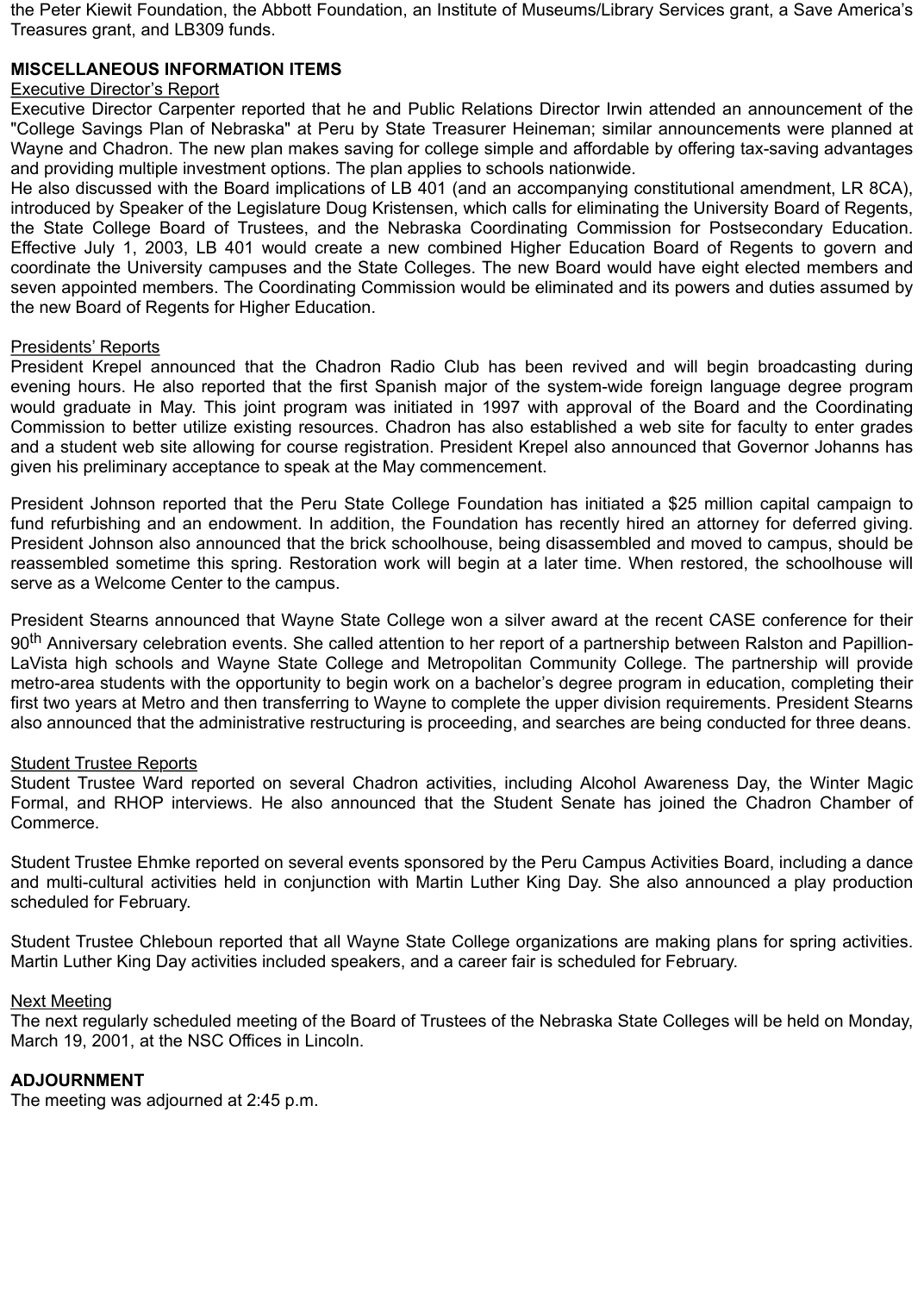the Peter Kiewit Foundation, the Abbott Foundation, an Institute of Museums/Library Services grant, a Save America's Treasures grant, and LB309 funds.

## MISCELLANEOUS INFORMATION ITEMS

Executive Director's Report

Executive Director Carpenter reported that he and Public Relations Director Irwin attended an announcement of the "College Savings Plan of Nebraska" at Peru by State Treasurer Heineman; similar announcements were planned at Wayne and Chadron. The new plan makes saving for college simple and affordable by offering tax-saving advantages and providing multiple investment options. The plan applies to schools nationwide.

He also discussed with the Board implications of LB 401 (and an accompanying constitutional amendment, LR 8CA), introduced by Speaker of the Legislature Doug Kristensen, which calls for eliminating the University Board of Regents, the State College Board of Trustees, and the Nebraska Coordinating Commission for Postsecondary Education. Effective July 1, 2003, LB 401 would create a new combined Higher Education Board of Regents to govern and coordinate the University campuses and the State Colleges. The new Board would have eight elected members and seven appointed members. The Coordinating Commission would be eliminated and its powers and duties assumed by the new Board of Regents for Higher Education.

Presidents' Reports

President Krepel announced that the Chadron Radio Club has been revived and will begin broadcasting during evening hours. He also reported that the first Spanish major of the system-wide foreign language degree program would graduate in May. This joint program was initiated in 1997 with approval of the Board and the Coordinating Commission to better utilize existing resources. Chadron has also established a web site for faculty to enter grades and a student web site allowing for course registration. President Krepel also announced that Governor Johanns has given his preliminary acceptance to speak at the May commencement.

President Johnson reported that the Peru State College Foundation has initiated a $25 million capital campaign to fund refurbishing and an endowment. In addition, the Foundation has recently hired an attorney for deferred giving. President Johnson also announced that the brick schoolhouse, being disassembled and moved to campus, should be reassembled sometime this spring. Restoration work will begin at a later time. When restored, the schoolhouse will serve as a Welcome Center to the campus.

President Stearns announced that Wayne State College won a silver award at the recent CASE conference for their 90th Anniversary celebration events. She called attention to her report of a partnership between Ralston and Papillion-LaVista high schools and Wayne State College and Metropolitan Community College. The partnership will provide metro-area students with the opportunity to begin work on a bachelor's degree program in education, completing their first two years at Metro and then transferring to Wayne to complete the upper division requirements. President Stearns also announced that the administrative restructuring is proceeding, and searches are being conducted for three deans.

Student Trustee Reports

Student Trustee Ward reported on several Chadron activities, including Alcohol Awareness Day, the Winter Magic Formal, and RHOP interviews. He also announced that the Student Senate has joined the Chadron Chamber of Commerce.

Student Trustee Ehmke reported on several events sponsored by the Peru Campus Activities Board, including a dance and multi-cultural activities held in conjunction with Martin Luther King Day. She also announced a play production scheduled for February.

Student Trustee Chleboun reported that all Wayne State College organizations are making plans for spring activities. Martin Luther King Day activities included speakers, and a career fair is scheduled for February.

Next Meeting

The next regularly scheduled meeting of the Board of Trustees of the Nebraska State Colleges will be held on Monday, March 19, 2001, at the NSC Offices in Lincoln.

## ADJOURNMENT

The meeting was adjourned at 2:45 p.m.